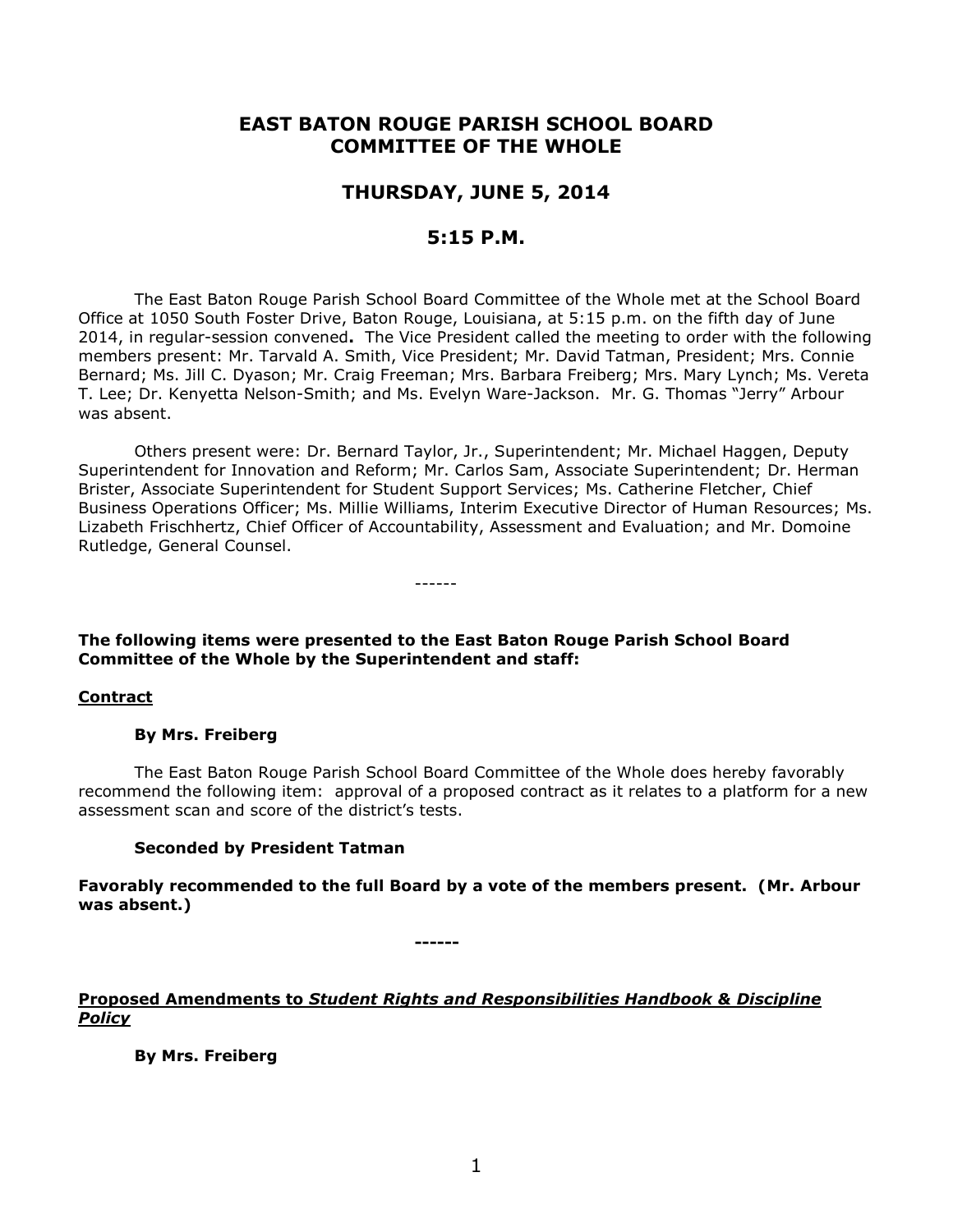# EAST BATON ROUGE PARISH SCHOOL BOARD COMMITTEE OF THE WHOLE

## THURSDAY, JUNE 5, 2014

## 5:15 P.M.

The East Baton Rouge Parish School Board Committee of the Whole met at the School Board Office at 1050 South Foster Drive, Baton Rouge, Louisiana, at 5:15 p.m. on the fifth day of June 2014, in regular-session convened**.** The Vice President called the meeting to order with the following members present: Mr. Tarvald A. Smith, Vice President; Mr. David Tatman, President; Mrs. Connie Bernard; Ms. Jill C. Dyason; Mr. Craig Freeman; Mrs. Barbara Freiberg; Mrs. Mary Lynch; Ms. Vereta T. Lee; Dr. Kenyetta Nelson-Smith; and Ms. Evelyn Ware-Jackson. Mr. G. Thomas "Jerry" Arbour was absent.

Others present were: Dr. Bernard Taylor, Jr., Superintendent; Mr. Michael Haggen, Deputy Superintendent for Innovation and Reform; Mr. Carlos Sam, Associate Superintendent; Dr. Herman Brister, Associate Superintendent for Student Support Services; Ms. Catherine Fletcher, Chief Business Operations Officer; Ms. Millie Williams, Interim Executive Director of Human Resources; Ms. Lizabeth Frischhertz, Chief Officer of Accountability, Assessment and Evaluation; and Mr. Domoine Rutledge, General Counsel.

------

**The following items were presented to the East Baton Rouge Parish School Board Committee of the Whole by the Superintendent and staff:**

**Contract**

**By Mrs. Freiberg**

The East Baton Rouge Parish School Board Committee of the Whole does hereby favorably recommend the following item: approval of a proposed contract as it relates to a platform for a new assessment scan and score of the district's tests.

**Seconded by President Tatman**

**Favorably recommended to the full Board by a vote of the members present. (Mr. Arbour was absent.)**

**------**

**Proposed Amendments to *Student Rights and Responsibilities Handbook & Discipline Policy***

**By Mrs. Freiberg**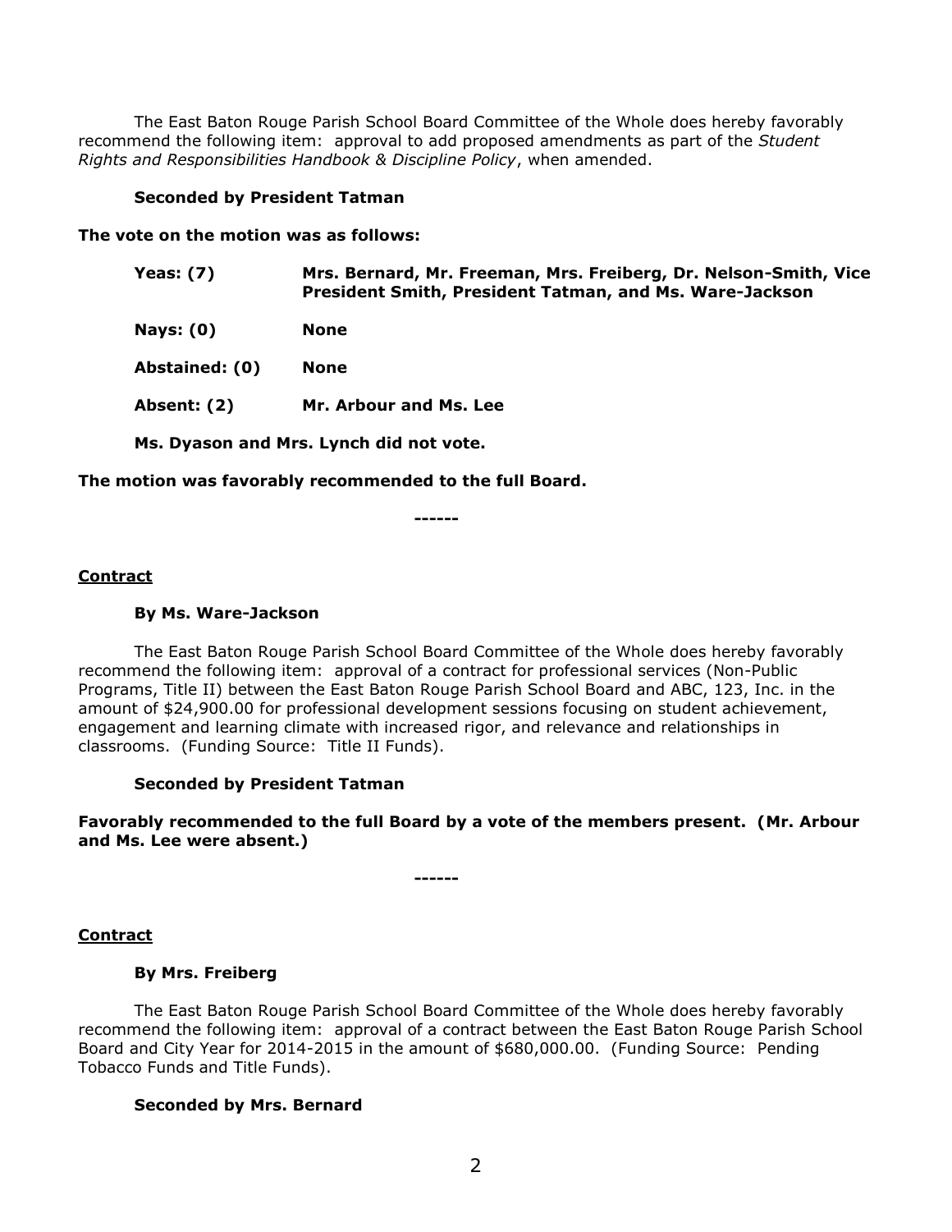The East Baton Rouge Parish School Board Committee of the Whole does hereby favorably recommend the following item: approval to add proposed amendments as part of the *Student Rights and Responsibilities Handbook & Discipline Policy*, when amended.

**Seconded by President Tatman**

**The vote on the motion was as follows:**

| | |
|---|---|
| **Yeas: (7)** | **Mrs. Bernard, Mr. Freeman, Mrs. Freiberg, Dr. Nelson-Smith, Vice President Smith, President Tatman, and Ms. Ware-Jackson** |
| **Nays: (0)** | **None** |
| **Abstained: (0)** | **None** |
| **Absent: (2)** | **Mr. Arbour and Ms. Lee** |

**Ms. Dyason and Mrs. Lynch did not vote.**

**The motion was favorably recommended to the full Board.**

------

**Contract**

**By Ms. Ware-Jackson**

The East Baton Rouge Parish School Board Committee of the Whole does hereby favorably recommend the following item: approval of a contract for professional services (Non-Public Programs, Title II) between the East Baton Rouge Parish School Board and ABC, 123, Inc. in the amount of $24,900.00 for professional development sessions focusing on student achievement, engagement and learning climate with increased rigor, and relevance and relationships in classrooms. (Funding Source: Title II Funds).

**Seconded by President Tatman**

**Favorably recommended to the full Board by a vote of the members present. (Mr. Arbour and Ms. Lee were absent.)**

------

**Contract**

**By Mrs. Freiberg**

The East Baton Rouge Parish School Board Committee of the Whole does hereby favorably recommend the following item: approval of a contract between the East Baton Rouge Parish School Board and City Year for 2014-2015 in the amount of $680,000.00. (Funding Source: Pending Tobacco Funds and Title Funds).

**Seconded by Mrs. Bernard**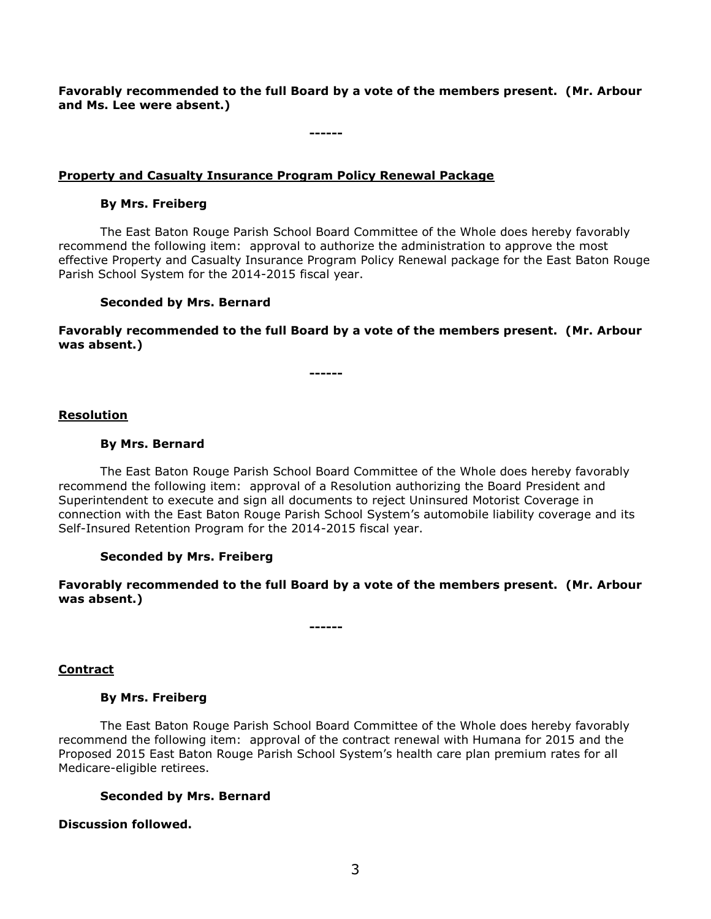**Favorably recommended to the full Board by a vote of the members present. (Mr. Arbour and Ms. Lee were absent.)**

**------**

**<u>Property and Casualty Insurance Program Policy Renewal Package</u>**

**By Mrs. Freiberg**

The East Baton Rouge Parish School Board Committee of the Whole does hereby favorably recommend the following item: approval to authorize the administration to approve the most effective Property and Casualty Insurance Program Policy Renewal package for the East Baton Rouge Parish School System for the 2014-2015 fiscal year.

**Seconded by Mrs. Bernard**

**Favorably recommended to the full Board by a vote of the members present. (Mr. Arbour was absent.)**

**------**

**<u>Resolution</u>**

**By Mrs. Bernard**

The East Baton Rouge Parish School Board Committee of the Whole does hereby favorably recommend the following item: approval of a Resolution authorizing the Board President and Superintendent to execute and sign all documents to reject Uninsured Motorist Coverage in connection with the East Baton Rouge Parish School System's automobile liability coverage and its Self-Insured Retention Program for the 2014-2015 fiscal year.

**Seconded by Mrs. Freiberg**

**Favorably recommended to the full Board by a vote of the members present. (Mr. Arbour was absent.)**

**------**

**<u>Contract</u>**

**By Mrs. Freiberg**

The East Baton Rouge Parish School Board Committee of the Whole does hereby favorably recommend the following item: approval of the contract renewal with Humana for 2015 and the Proposed 2015 East Baton Rouge Parish School System's health care plan premium rates for all Medicare-eligible retirees.

**Seconded by Mrs. Bernard**

**Discussion followed.**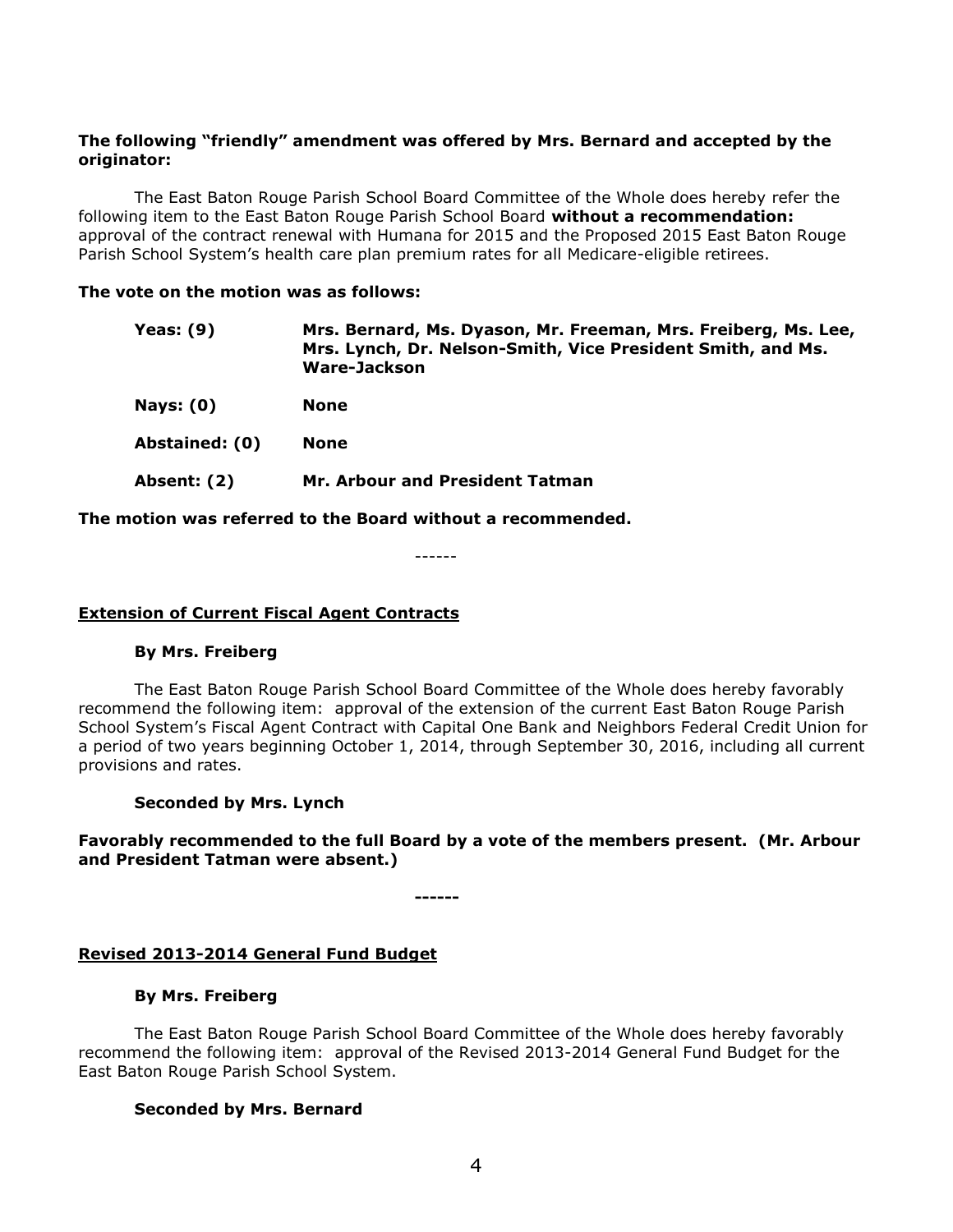**The following "friendly" amendment was offered by Mrs. Bernard and accepted by the originator:**

The East Baton Rouge Parish School Board Committee of the Whole does hereby refer the following item to the East Baton Rouge Parish School Board **without a recommendation:** approval of the contract renewal with Humana for 2015 and the Proposed 2015 East Baton Rouge Parish School System's health care plan premium rates for all Medicare-eligible retirees.

**The vote on the motion was as follows:**

| | |
|---|---|
| **Yeas: (9)** | **Mrs. Bernard, Ms. Dyason, Mr. Freeman, Mrs. Freiberg, Ms. Lee, Mrs. Lynch, Dr. Nelson-Smith, Vice President Smith, and Ms. Ware-Jackson** |
| **Nays: (0)** | **None** |
| **Abstained: (0)** | **None** |
| **Absent: (2)** | **Mr. Arbour and President Tatman** |

**The motion was referred to the Board without a recommended.**

------

**Extension of Current Fiscal Agent Contracts**

**By Mrs. Freiberg**

The East Baton Rouge Parish School Board Committee of the Whole does hereby favorably recommend the following item: approval of the extension of the current East Baton Rouge Parish School System's Fiscal Agent Contract with Capital One Bank and Neighbors Federal Credit Union for a period of two years beginning October 1, 2014, through September 30, 2016, including all current provisions and rates.

**Seconded by Mrs. Lynch**

**Favorably recommended to the full Board by a vote of the members present. (Mr. Arbour and President Tatman were absent.)**

**------**

**Revised 2013-2014 General Fund Budget**

**By Mrs. Freiberg**

The East Baton Rouge Parish School Board Committee of the Whole does hereby favorably recommend the following item: approval of the Revised 2013-2014 General Fund Budget for the East Baton Rouge Parish School System.

**Seconded by Mrs. Bernard**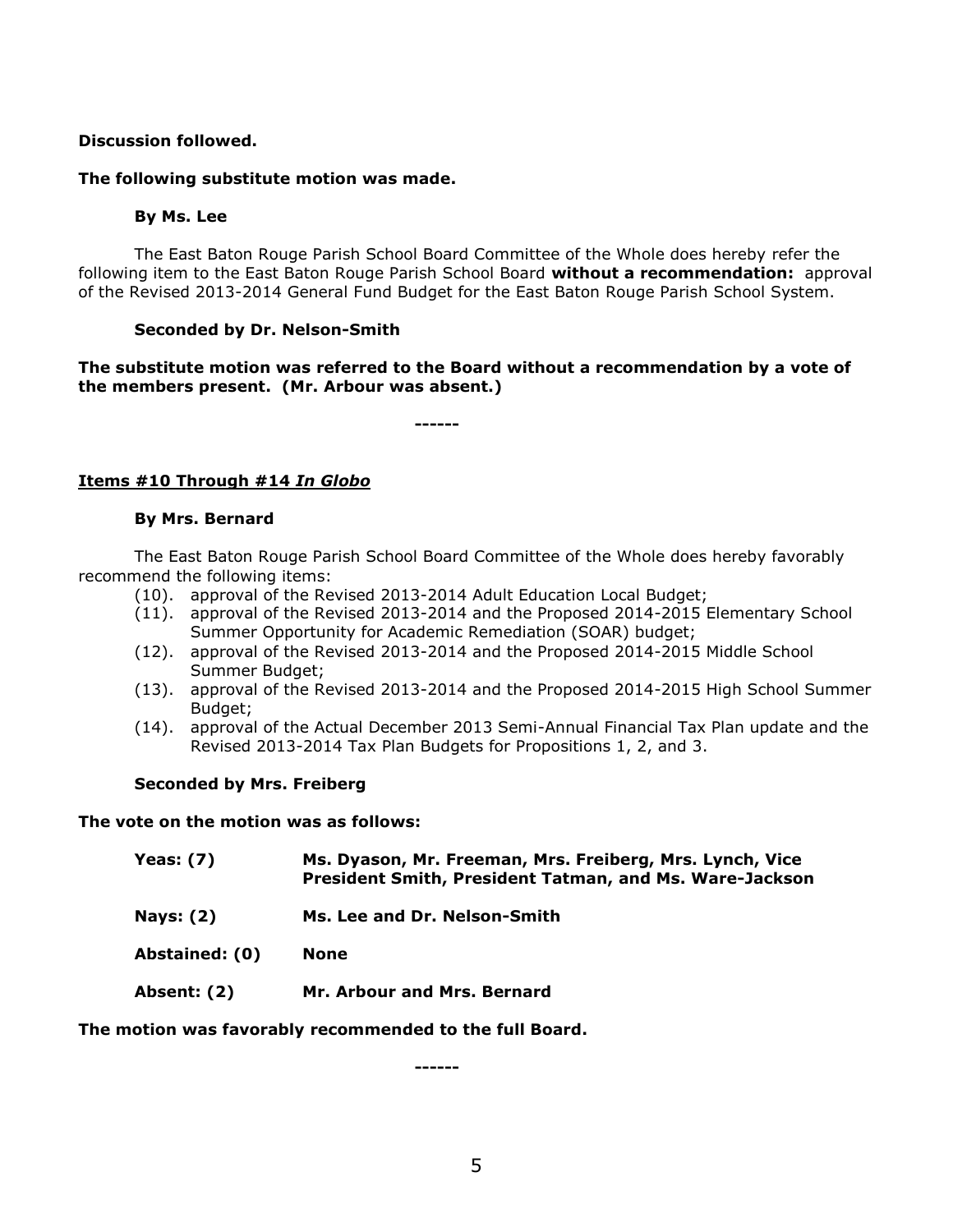**Discussion followed.**

**The following substitute motion was made.**

**By Ms. Lee**

The East Baton Rouge Parish School Board Committee of the Whole does hereby refer the following item to the East Baton Rouge Parish School Board **without a recommendation:** approval of the Revised 2013-2014 General Fund Budget for the East Baton Rouge Parish School System.

**Seconded by Dr. Nelson-Smith**

**The substitute motion was referred to the Board without a recommendation by a vote of the members present. (Mr. Arbour was absent.)**

------

**Items #10 Through #14 *In Globo***

**By Mrs. Bernard**

The East Baton Rouge Parish School Board Committee of the Whole does hereby favorably recommend the following items:

(10). approval of the Revised 2013-2014 Adult Education Local Budget;
(11). approval of the Revised 2013-2014 and the Proposed 2014-2015 Elementary School Summer Opportunity for Academic Remediation (SOAR) budget;
(12). approval of the Revised 2013-2014 and the Proposed 2014-2015 Middle School Summer Budget;
(13). approval of the Revised 2013-2014 and the Proposed 2014-2015 High School Summer Budget;
(14). approval of the Actual December 2013 Semi-Annual Financial Tax Plan update and the Revised 2013-2014 Tax Plan Budgets for Propositions 1, 2, and 3.

**Seconded by Mrs. Freiberg**

**The vote on the motion was as follows:**

**Yeas: (7)** **Ms. Dyason, Mr. Freeman, Mrs. Freiberg, Mrs. Lynch, Vice President Smith, President Tatman, and Ms. Ware-Jackson**

**Nays: (2)** **Ms. Lee and Dr. Nelson-Smith**

**Abstained: (0)** **None**

**Absent: (2)** **Mr. Arbour and Mrs. Bernard**

**The motion was favorably recommended to the full Board.**

------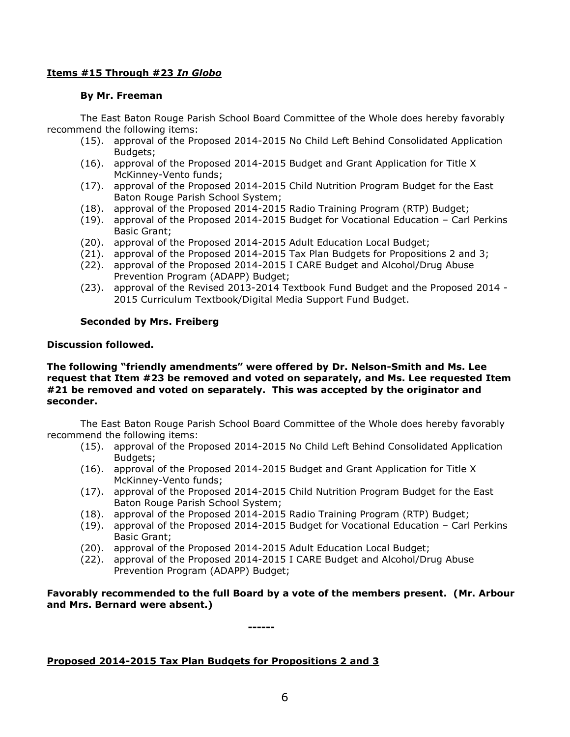**Items #15 Through #23 *In Globo***

**By Mr. Freeman**

The East Baton Rouge Parish School Board Committee of the Whole does hereby favorably recommend the following items:

(15). approval of the Proposed 2014-2015 No Child Left Behind Consolidated Application Budgets;
(16). approval of the Proposed 2014-2015 Budget and Grant Application for Title X McKinney-Vento funds;
(17). approval of the Proposed 2014-2015 Child Nutrition Program Budget for the East Baton Rouge Parish School System;
(18). approval of the Proposed 2014-2015 Radio Training Program (RTP) Budget;
(19). approval of the Proposed 2014-2015 Budget for Vocational Education – Carl Perkins Basic Grant;
(20). approval of the Proposed 2014-2015 Adult Education Local Budget;
(21). approval of the Proposed 2014-2015 Tax Plan Budgets for Propositions 2 and 3;
(22). approval of the Proposed 2014-2015 I CARE Budget and Alcohol/Drug Abuse Prevention Program (ADAPP) Budget;
(23). approval of the Revised 2013-2014 Textbook Fund Budget and the Proposed 2014 - 2015 Curriculum Textbook/Digital Media Support Fund Budget.

**Seconded by Mrs. Freiberg**

**Discussion followed.**

**The following "friendly amendments" were offered by Dr. Nelson-Smith and Ms. Lee request that Item #23 be removed and voted on separately, and Ms. Lee requested Item #21 be removed and voted on separately. This was accepted by the originator and seconder.**

The East Baton Rouge Parish School Board Committee of the Whole does hereby favorably recommend the following items:

(15). approval of the Proposed 2014-2015 No Child Left Behind Consolidated Application Budgets;
(16). approval of the Proposed 2014-2015 Budget and Grant Application for Title X McKinney-Vento funds;
(17). approval of the Proposed 2014-2015 Child Nutrition Program Budget for the East Baton Rouge Parish School System;
(18). approval of the Proposed 2014-2015 Radio Training Program (RTP) Budget;
(19). approval of the Proposed 2014-2015 Budget for Vocational Education – Carl Perkins Basic Grant;
(20). approval of the Proposed 2014-2015 Adult Education Local Budget;
(22). approval of the Proposed 2014-2015 I CARE Budget and Alcohol/Drug Abuse Prevention Program (ADAPP) Budget;

**Favorably recommended to the full Board by a vote of the members present. (Mr. Arbour and Mrs. Bernard were absent.)**

**------**

**Proposed 2014-2015 Tax Plan Budgets for Propositions 2 and 3**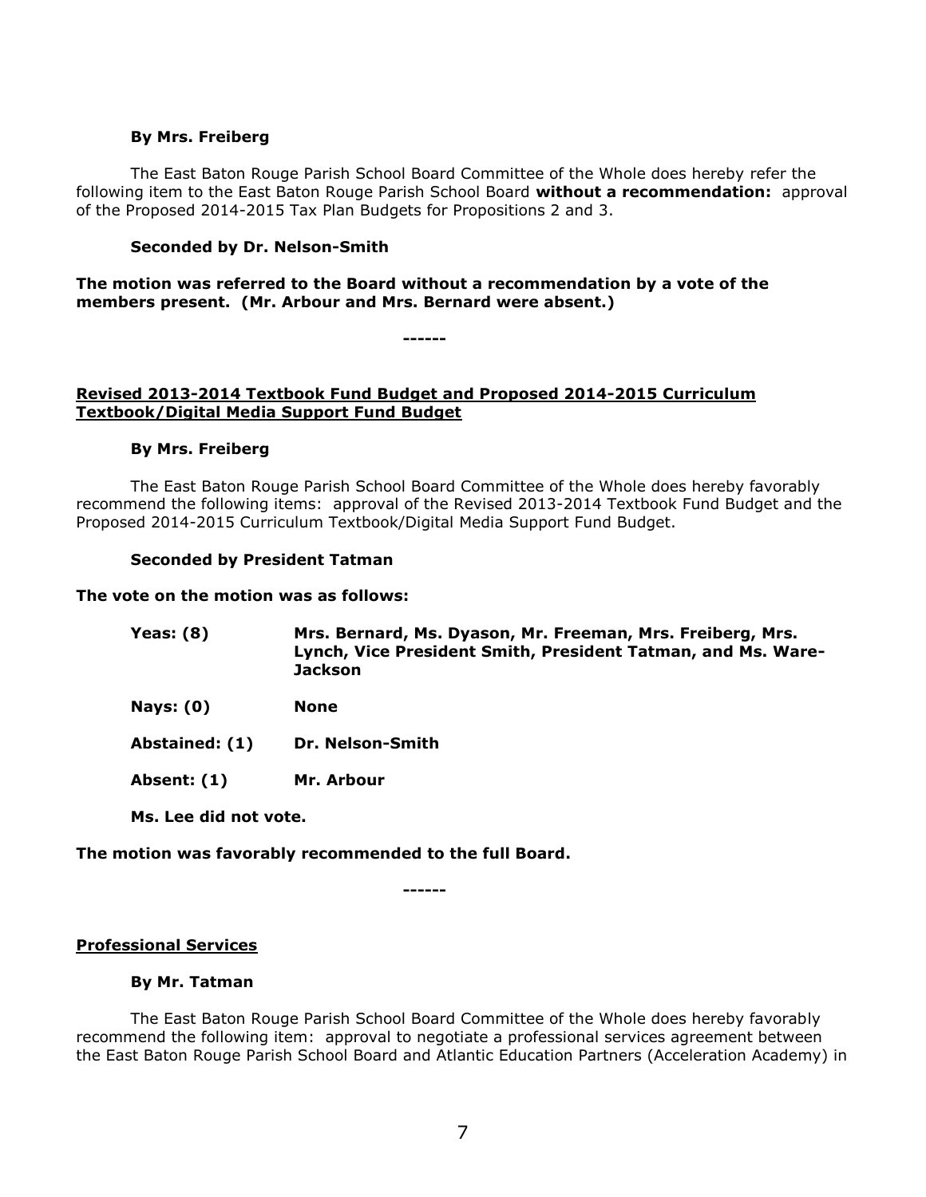**By Mrs. Freiberg**

The East Baton Rouge Parish School Board Committee of the Whole does hereby refer the following item to the East Baton Rouge Parish School Board **without a recommendation:** approval of the Proposed 2014-2015 Tax Plan Budgets for Propositions 2 and 3.

**Seconded by Dr. Nelson-Smith**

**The motion was referred to the Board without a recommendation by a vote of the members present. (Mr. Arbour and Mrs. Bernard were absent.)**

------

**<u>Revised 2013-2014 Textbook Fund Budget and Proposed 2014-2015 Curriculum Textbook/Digital Media Support Fund Budget</u>**

**By Mrs. Freiberg**

The East Baton Rouge Parish School Board Committee of the Whole does hereby favorably recommend the following items: approval of the Revised 2013-2014 Textbook Fund Budget and the Proposed 2014-2015 Curriculum Textbook/Digital Media Support Fund Budget.

**Seconded by President Tatman**

**The vote on the motion was as follows:**

| | |
|---|---|
| **Yeas: (8)** | **Mrs. Bernard, Ms. Dyason, Mr. Freeman, Mrs. Freiberg, Mrs. Lynch, Vice President Smith, President Tatman, and Ms. Ware-Jackson** |
| **Nays: (0)** | **None** |
| **Abstained: (1)** | **Dr. Nelson-Smith** |
| **Absent: (1)** | **Mr. Arbour** |

**Ms. Lee did not vote.**

**The motion was favorably recommended to the full Board.**

------

**<u>Professional Services</u>**

**By Mr. Tatman**

The East Baton Rouge Parish School Board Committee of the Whole does hereby favorably recommend the following item: approval to negotiate a professional services agreement between the East Baton Rouge Parish School Board and Atlantic Education Partners (Acceleration Academy) in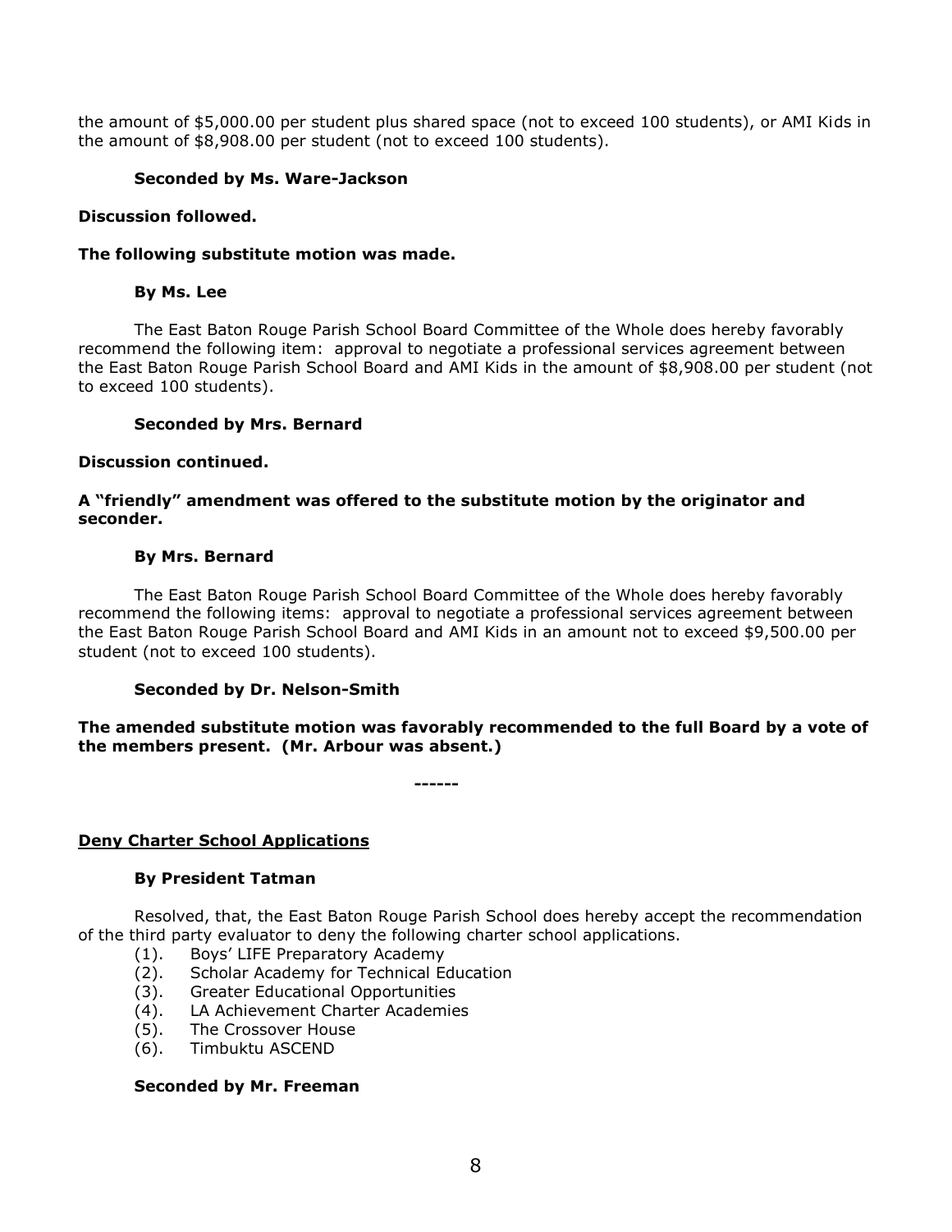the amount of $5,000.00 per student plus shared space (not to exceed 100 students), or AMI Kids in the amount of $8,908.00 per student (not to exceed 100 students).

**Seconded by Ms. Ware-Jackson**

**Discussion followed.**

**The following substitute motion was made.**

**By Ms. Lee**

The East Baton Rouge Parish School Board Committee of the Whole does hereby favorably recommend the following item: approval to negotiate a professional services agreement between the East Baton Rouge Parish School Board and AMI Kids in the amount of $8,908.00 per student (not to exceed 100 students).

**Seconded by Mrs. Bernard**

**Discussion continued.**

**A "friendly" amendment was offered to the substitute motion by the originator and seconder.**

**By Mrs. Bernard**

The East Baton Rouge Parish School Board Committee of the Whole does hereby favorably recommend the following items: approval to negotiate a professional services agreement between the East Baton Rouge Parish School Board and AMI Kids in an amount not to exceed $9,500.00 per student (not to exceed 100 students).

**Seconded by Dr. Nelson-Smith**

**The amended substitute motion was favorably recommended to the full Board by a vote of the members present. (Mr. Arbour was absent.)**

------

**<u>Deny Charter School Applications</u>**

**By President Tatman**

Resolved, that, the East Baton Rouge Parish School does hereby accept the recommendation of the third party evaluator to deny the following charter school applications.

(1). Boys' LIFE Preparatory Academy
(2). Scholar Academy for Technical Education
(3). Greater Educational Opportunities
(4). LA Achievement Charter Academies
(5). The Crossover House
(6). Timbuktu ASCEND

**Seconded by Mr. Freeman**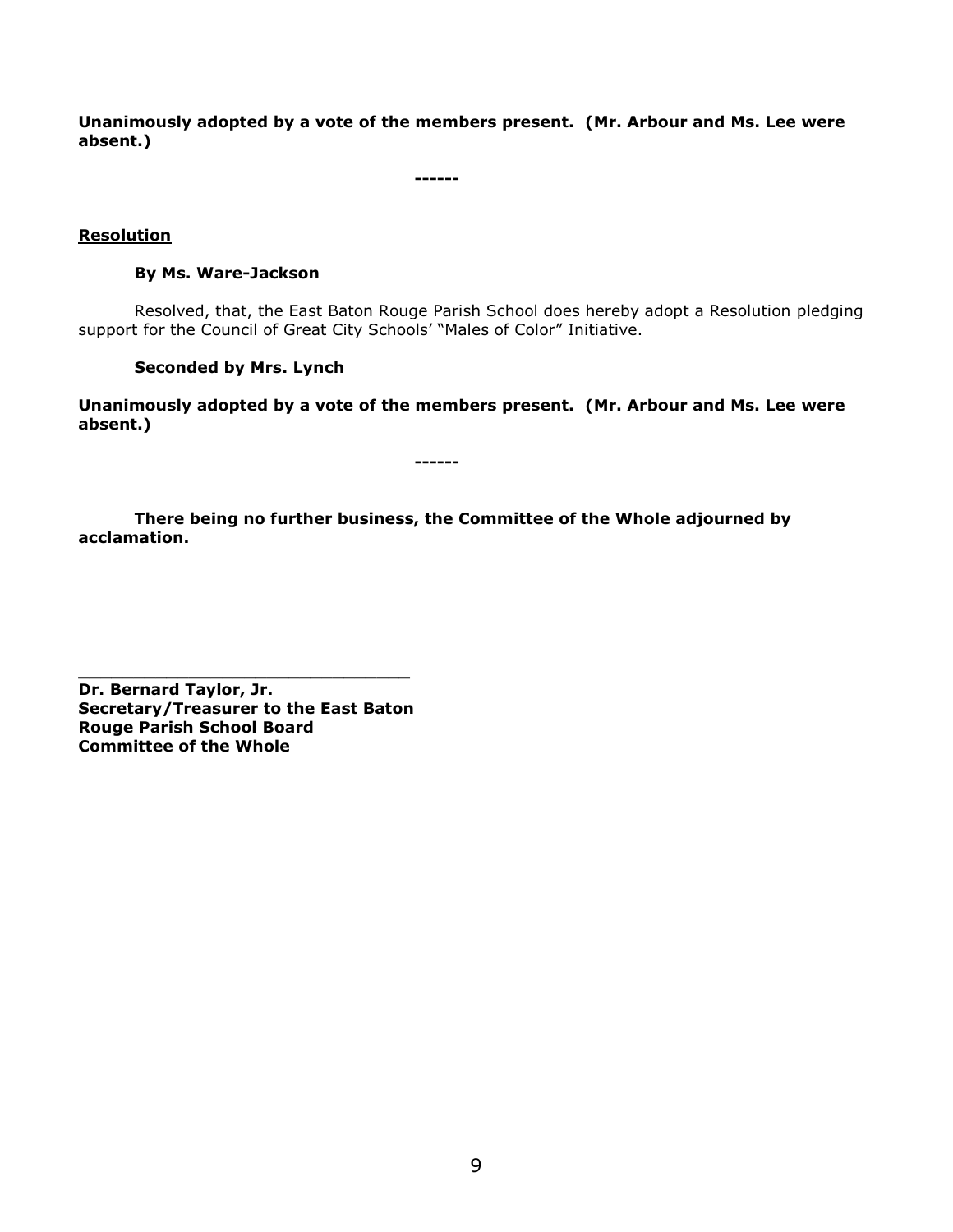**Unanimously adopted by a vote of the members present. (Mr. Arbour and Ms. Lee were absent.)**

**------**

**<u>Resolution</u>**

**By Ms. Ware-Jackson**

Resolved, that, the East Baton Rouge Parish School does hereby adopt a Resolution pledging support for the Council of Great City Schools' "Males of Color" Initiative.

**Seconded by Mrs. Lynch**

**Unanimously adopted by a vote of the members present. (Mr. Arbour and Ms. Lee were absent.)**

**------**

**There being no further business, the Committee of the Whole adjourned by acclamation.**

**_______________________________**
**Dr. Bernard Taylor, Jr.**
**Secretary/Treasurer to the East Baton Rouge Parish School Board**
**Committee of the Whole**